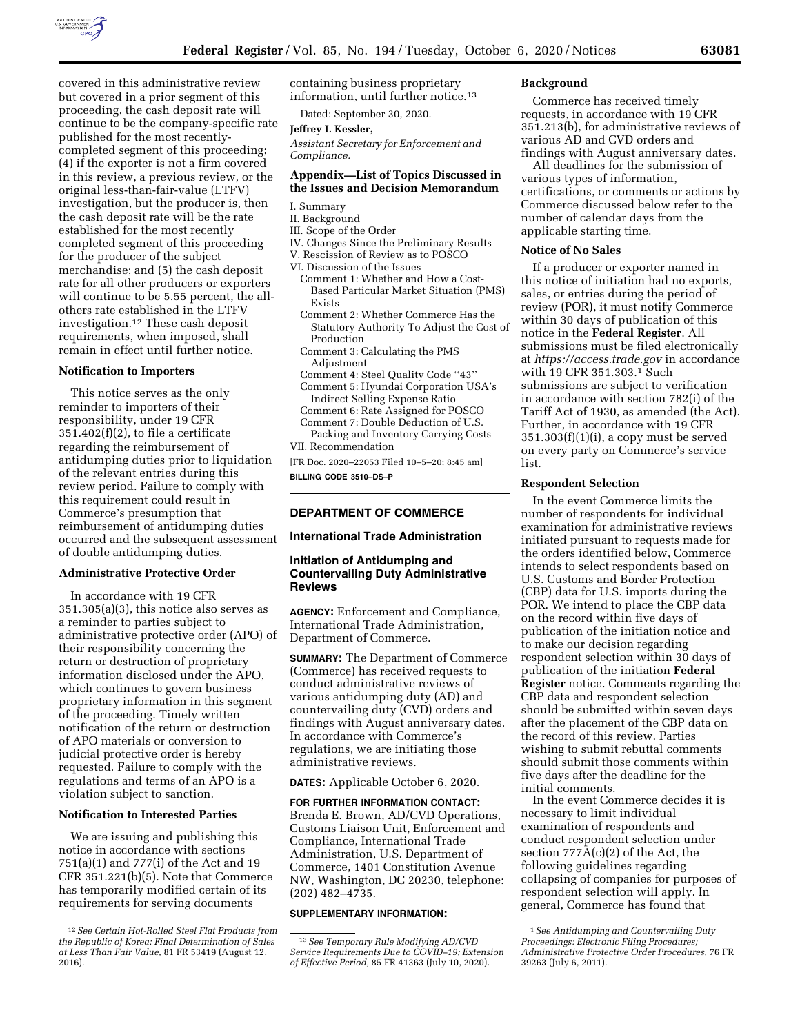covered in this administrative review but covered in a prior segment of this proceeding, the cash deposit rate will continue to be the company-specific rate published for the most recently-completed segment of this proceeding; (4) if the exporter is not a firm covered in this review, a previous review, or the original less-than-fair-value (LTFV) investigation, but the producer is, then the cash deposit rate will be the rate established for the most recently completed segment of this proceeding for the producer of the subject merchandise; and (5) the cash deposit rate for all other producers or exporters will continue to be 5.55 percent, the all-others rate established in the LTFV investigation.[12] These cash deposit requirements, when imposed, shall remain in effect until further notice.

## Notification to Importers

This notice serves as the only reminder to importers of their responsibility, under 19 CFR 351.402(f)(2), to file a certificate regarding the reimbursement of antidumping duties prior to liquidation of the relevant entries during this review period. Failure to comply with this requirement could result in Commerce's presumption that reimbursement of antidumping duties occurred and the subsequent assessment of double antidumping duties.

## Administrative Protective Order

In accordance with 19 CFR 351.305(a)(3), this notice also serves as a reminder to parties subject to administrative protective order (APO) of their responsibility concerning the return or destruction of proprietary information disclosed under the APO, which continues to govern business proprietary information in this segment of the proceeding. Timely written notification of the return or destruction of APO materials or conversion to judicial protective order is hereby requested. Failure to comply with the regulations and terms of an APO is a violation subject to sanction.

## Notification to Interested Parties

We are issuing and publishing this notice in accordance with sections 751(a)(1) and 777(i) of the Act and 19 CFR 351.221(b)(5). Note that Commerce has temporarily modified certain of its requirements for serving documents containing business proprietary information, until further notice.[13]

Dated: September 30, 2020.

**Jeffrey I. Kessler,**

*Assistant Secretary for Enforcement and Compliance.*

## Appendix—List of Topics Discussed in the Issues and Decision Memorandum

I. Summary
II. Background
III. Scope of the Order
IV. Changes Since the Preliminary Results
V. Rescission of Review as to POSCO
VI. Discussion of the Issues
  Comment 1: Whether and How a Cost-Based Particular Market Situation (PMS) Exists
  Comment 2: Whether Commerce Has the Statutory Authority To Adjust the Cost of Production
  Comment 3: Calculating the PMS Adjustment
  Comment 4: Steel Quality Code "43"
  Comment 5: Hyundai Corporation USA's Indirect Selling Expense Ratio
  Comment 6: Rate Assigned for POSCO
  Comment 7: Double Deduction of U.S. Packing and Inventory Carrying Costs
VII. Recommendation

[FR Doc. 2020–22053 Filed 10–5–20; 8:45 am]

**BILLING CODE 3510–DS–P**

---

# DEPARTMENT OF COMMERCE

## International Trade Administration

## Initiation of Antidumping and Countervailing Duty Administrative Reviews

**AGENCY:** Enforcement and Compliance, International Trade Administration, Department of Commerce.

**SUMMARY:** The Department of Commerce (Commerce) has received requests to conduct administrative reviews of various antidumping duty (AD) and countervailing duty (CVD) orders and findings with August anniversary dates. In accordance with Commerce's regulations, we are initiating those administrative reviews.

**DATES:** Applicable October 6, 2020.

**FOR FURTHER INFORMATION CONTACT:** Brenda E. Brown, AD/CVD Operations, Customs Liaison Unit, Enforcement and Compliance, International Trade Administration, U.S. Department of Commerce, 1401 Constitution Avenue NW, Washington, DC 20230, telephone: (202) 482–4735.

**SUPPLEMENTARY INFORMATION:**

## Background

Commerce has received timely requests, in accordance with 19 CFR 351.213(b), for administrative reviews of various AD and CVD orders and findings with August anniversary dates.

All deadlines for the submission of various types of information, certifications, or comments or actions by Commerce discussed below refer to the number of calendar days from the applicable starting time.

## Notice of No Sales

If a producer or exporter named in this notice of initiation had no exports, sales, or entries during the period of review (POR), it must notify Commerce within 30 days of publication of this notice in the **Federal Register**. All submissions must be filed electronically at *https://access.trade.gov* in accordance with 19 CFR 351.303.[1] Such submissions are subject to verification in accordance with section 782(i) of the Tariff Act of 1930, as amended (the Act). Further, in accordance with 19 CFR 351.303(f)(1)(i), a copy must be served on every party on Commerce's service list.

## Respondent Selection

In the event Commerce limits the number of respondents for individual examination for administrative reviews initiated pursuant to requests made for the orders identified below, Commerce intends to select respondents based on U.S. Customs and Border Protection (CBP) data for U.S. imports during the POR. We intend to place the CBP data on the record within five days of publication of the initiation notice and to make our decision regarding respondent selection within 30 days of publication of the initiation **Federal Register** notice. Comments regarding the CBP data and respondent selection should be submitted within seven days after the placement of the CBP data on the record of this review. Parties wishing to submit rebuttal comments should submit those comments within five days after the deadline for the initial comments.

In the event Commerce decides it is necessary to limit individual examination of respondents and conduct respondent selection under section 777A(c)(2) of the Act, the following guidelines regarding collapsing of companies for purposes of respondent selection will apply. In general, Commerce has found that

---

[12] *See Certain Hot-Rolled Steel Flat Products from the Republic of Korea: Final Determination of Sales at Less Than Fair Value,* 81 FR 53419 (August 12, 2016).

[13] *See Temporary Rule Modifying AD/CVD Service Requirements Due to COVID–19; Extension of Effective Period,* 85 FR 41363 (July 10, 2020).

[1] *See Antidumping and Countervailing Duty Proceedings: Electronic Filing Procedures; Administrative Protective Order Procedures,* 76 FR 39263 (July 6, 2011).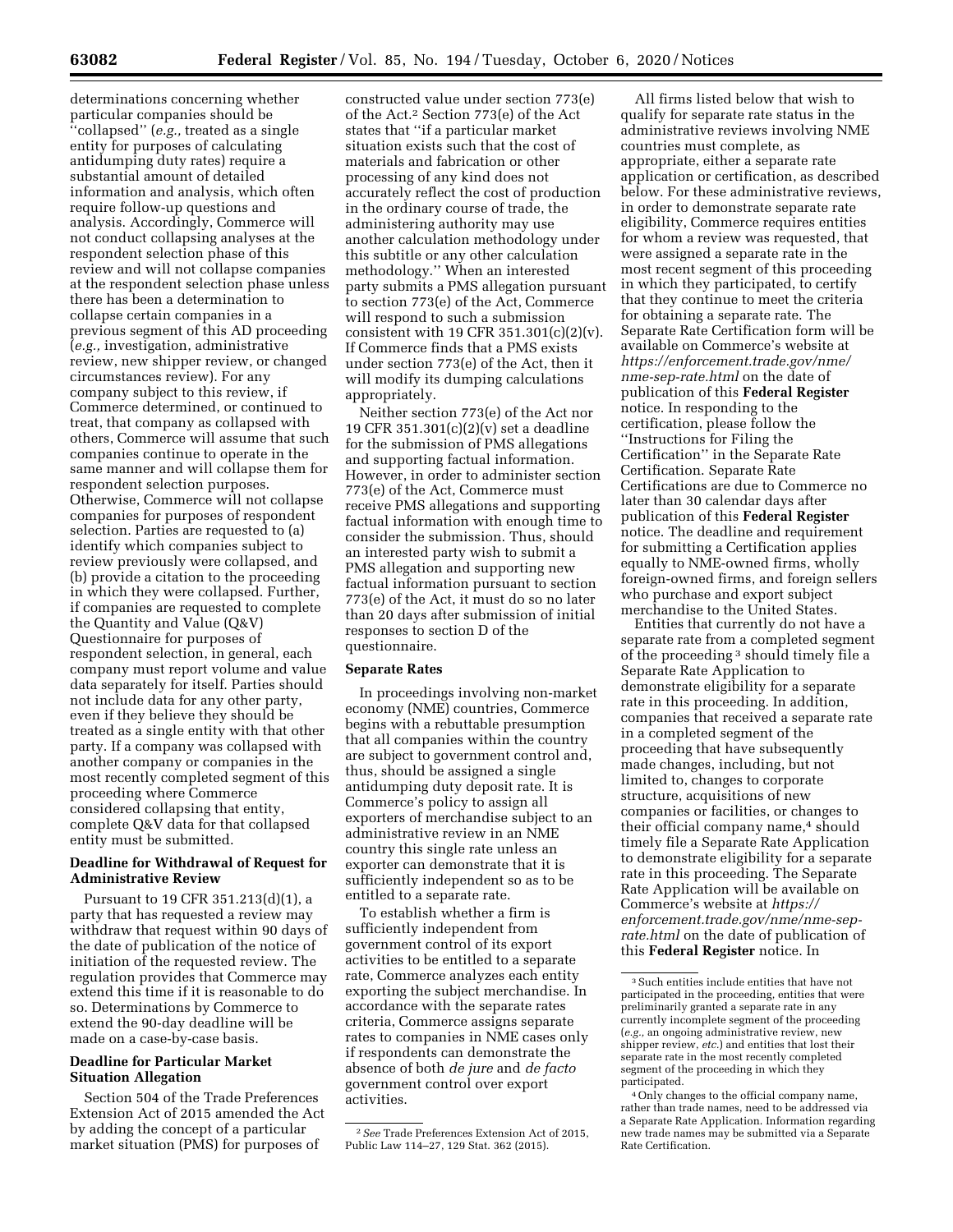determinations concerning whether particular companies should be "collapsed" (*e.g.,* treated as a single entity for purposes of calculating antidumping duty rates) require a substantial amount of detailed information and analysis, which often require follow-up questions and analysis. Accordingly, Commerce will not conduct collapsing analyses at the respondent selection phase of this review and will not collapse companies at the respondent selection phase unless there has been a determination to collapse certain companies in a previous segment of this AD proceeding (*e.g.,* investigation, administrative review, new shipper review, or changed circumstances review). For any company subject to this review, if Commerce determined, or continued to treat, that company as collapsed with others, Commerce will assume that such companies continue to operate in the same manner and will collapse them for respondent selection purposes. Otherwise, Commerce will not collapse companies for purposes of respondent selection. Parties are requested to (a) identify which companies subject to review previously were collapsed, and (b) provide a citation to the proceeding in which they were collapsed. Further, if companies are requested to complete the Quantity and Value (Q&V) Questionnaire for purposes of respondent selection, in general, each company must report volume and value data separately for itself. Parties should not include data for any other party, even if they believe they should be treated as a single entity with that other party. If a company was collapsed with another company or companies in the most recently completed segment of this proceeding where Commerce considered collapsing that entity, complete Q&V data for that collapsed entity must be submitted.

## Deadline for Withdrawal of Request for Administrative Review

Pursuant to 19 CFR 351.213(d)(1), a party that has requested a review may withdraw that request within 90 days of the date of publication of the notice of initiation of the requested review. The regulation provides that Commerce may extend this time if it is reasonable to do so. Determinations by Commerce to extend the 90-day deadline will be made on a case-by-case basis.

## Deadline for Particular Market Situation Allegation

Section 504 of the Trade Preferences Extension Act of 2015 amended the Act by adding the concept of a particular market situation (PMS) for purposes of constructed value under section 773(e) of the Act.[2] Section 773(e) of the Act states that "if a particular market situation exists such that the cost of materials and fabrication or other processing of any kind does not accurately reflect the cost of production in the ordinary course of trade, the administering authority may use another calculation methodology under this subtitle or any other calculation methodology." When an interested party submits a PMS allegation pursuant to section 773(e) of the Act, Commerce will respond to such a submission consistent with 19 CFR 351.301(c)(2)(v). If Commerce finds that a PMS exists under section 773(e) of the Act, then it will modify its dumping calculations appropriately.

Neither section 773(e) of the Act nor 19 CFR 351.301(c)(2)(v) set a deadline for the submission of PMS allegations and supporting factual information. However, in order to administer section 773(e) of the Act, Commerce must receive PMS allegations and supporting factual information with enough time to consider the submission. Thus, should an interested party wish to submit a PMS allegation and supporting new factual information pursuant to section 773(e) of the Act, it must do so no later than 20 days after submission of initial responses to section D of the questionnaire.

## Separate Rates

In proceedings involving non-market economy (NME) countries, Commerce begins with a rebuttable presumption that all companies within the country are subject to government control and, thus, should be assigned a single antidumping duty deposit rate. It is Commerce's policy to assign all exporters of merchandise subject to an administrative review in an NME country this single rate unless an exporter can demonstrate that it is sufficiently independent so as to be entitled to a separate rate.

To establish whether a firm is sufficiently independent from government control of its export activities to be entitled to a separate rate, Commerce analyzes each entity exporting the subject merchandise. In accordance with the separate rates criteria, Commerce assigns separate rates to companies in NME cases only if respondents can demonstrate the absence of both *de jure* and *de facto* government control over export activities.

All firms listed below that wish to qualify for separate rate status in the administrative reviews involving NME countries must complete, as appropriate, either a separate rate application or certification, as described below. For these administrative reviews, in order to demonstrate separate rate eligibility, Commerce requires entities for whom a review was requested, that were assigned a separate rate in the most recent segment of this proceeding in which they participated, to certify that they continue to meet the criteria for obtaining a separate rate. The Separate Rate Certification form will be available on Commerce's website at *https://enforcement.trade.gov/nme/nme-sep-rate.html* on the date of publication of this **Federal Register** notice. In responding to the certification, please follow the "Instructions for Filing the Certification" in the Separate Rate Certification. Separate Rate Certifications are due to Commerce no later than 30 calendar days after publication of this **Federal Register** notice. The deadline and requirement for submitting a Certification applies equally to NME-owned firms, wholly foreign-owned firms, and foreign sellers who purchase and export subject merchandise to the United States.

Entities that currently do not have a separate rate from a completed segment of the proceeding[3] should timely file a Separate Rate Application to demonstrate eligibility for a separate rate in this proceeding. In addition, companies that received a separate rate in a completed segment of the proceeding that have subsequently made changes, including, but not limited to, changes to corporate structure, acquisitions of new companies or facilities, or changes to their official company name,[4] should timely file a Separate Rate Application to demonstrate eligibility for a separate rate in this proceeding. The Separate Rate Application will be available on Commerce's website at *https://enforcement.trade.gov/nme/nme-sep-rate.html* on the date of publication of this **Federal Register** notice. In

---

[2] *See* Trade Preferences Extension Act of 2015, Public Law 114–27, 129 Stat. 362 (2015).

[3] Such entities include entities that have not participated in the proceeding, entities that were preliminarily granted a separate rate in any currently incomplete segment of the proceeding (*e.g.,* an ongoing administrative review, new shipper review, *etc.*) and entities that lost their separate rate in the most recently completed segment of the proceeding in which they participated.

[4] Only changes to the official company name, rather than trade names, need to be addressed via a Separate Rate Application. Information regarding new trade names may be submitted via a Separate Rate Certification.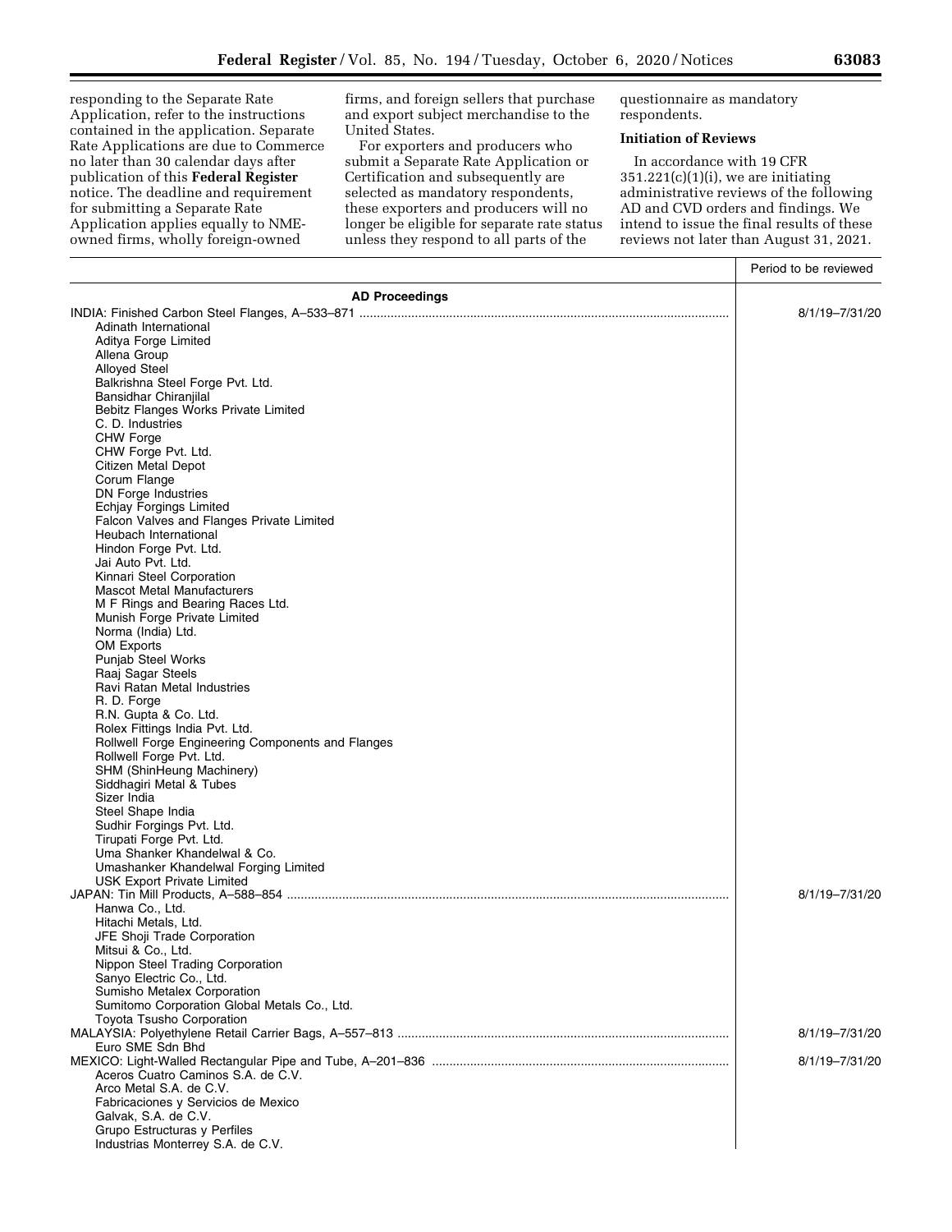responding to the Separate Rate Application, refer to the instructions contained in the application. Separate Rate Applications are due to Commerce no later than 30 calendar days after publication of this **Federal Register** notice. The deadline and requirement for submitting a Separate Rate Application applies equally to NME-owned firms, wholly foreign-owned firms, and foreign sellers that purchase and export subject merchandise to the United States.

For exporters and producers who submit a Separate Rate Application or Certification and subsequently are selected as mandatory respondents, these exporters and producers will no longer be eligible for separate rate status unless they respond to all parts of the questionnaire as mandatory respondents.

### Initiation of Reviews

In accordance with 19 CFR 351.221(c)(1)(i), we are initiating administrative reviews of the following AD and CVD orders and findings. We intend to issue the final results of these reviews not later than August 31, 2021.

| | Period to be reviewed |
|---|---|
| **AD Proceedings** | |
| INDIA: Finished Carbon Steel Flanges, A–533–871 | 8/1/19–7/31/20 |
| Adinath International | |
| Aditya Forge Limited | |
| Allena Group | |
| Alloyed Steel | |
| Balkrishna Steel Forge Pvt. Ltd. | |
| Bansidhar Chiranjilal | |
| Bebitz Flanges Works Private Limited | |
| C. D. Industries | |
| CHW Forge | |
| CHW Forge Pvt. Ltd. | |
| Citizen Metal Depot | |
| Corum Flange | |
| DN Forge Industries | |
| Echjay Forgings Limited | |
| Falcon Valves and Flanges Private Limited | |
| Heubach International | |
| Hindon Forge Pvt. Ltd. | |
| Jai Auto Pvt. Ltd. | |
| Kinnari Steel Corporation | |
| Mascot Metal Manufacturers | |
| M F Rings and Bearing Races Ltd. | |
| Munish Forge Private Limited | |
| Norma (India) Ltd. | |
| OM Exports | |
| Punjab Steel Works | |
| Raaj Sagar Steels | |
| Ravi Ratan Metal Industries | |
| R. D. Forge | |
| R.N. Gupta & Co. Ltd. | |
| Rolex Fittings India Pvt. Ltd. | |
| Rollwell Forge Engineering Components and Flanges | |
| Rollwell Forge Pvt. Ltd. | |
| SHM (ShinHeung Machinery) | |
| Siddhagiri Metal & Tubes | |
| Sizer India | |
| Steel Shape India | |
| Sudhir Forgings Pvt. Ltd. | |
| Tirupati Forge Pvt. Ltd. | |
| Uma Shanker Khandelwal & Co. | |
| Umashanker Khandelwal Forging Limited | |
| USK Export Private Limited | |
| JAPAN: Tin Mill Products, A–588–854 | 8/1/19–7/31/20 |
| Hanwa Co., Ltd. | |
| Hitachi Metals, Ltd. | |
| JFE Shoji Trade Corporation | |
| Mitsui & Co., Ltd. | |
| Nippon Steel Trading Corporation | |
| Sanyo Electric Co., Ltd. | |
| Sumisho Metalex Corporation | |
| Sumitomo Corporation Global Metals Co., Ltd. | |
| Toyota Tsusho Corporation | |
| MALAYSIA: Polyethylene Retail Carrier Bags, A–557–813 | 8/1/19–7/31/20 |
| Euro SME Sdn Bhd | |
| MEXICO: Light-Walled Rectangular Pipe and Tube, A–201–836 | 8/1/19–7/31/20 |
| Aceros Cuatro Caminos S.A. de C.V. | |
| Arco Metal S.A. de C.V. | |
| Fabricaciones y Servicios de Mexico | |
| Galvak, S.A. de C.V. | |
| Grupo Estructuras y Perfiles | |
| Industrias Monterrey S.A. de C.V. | |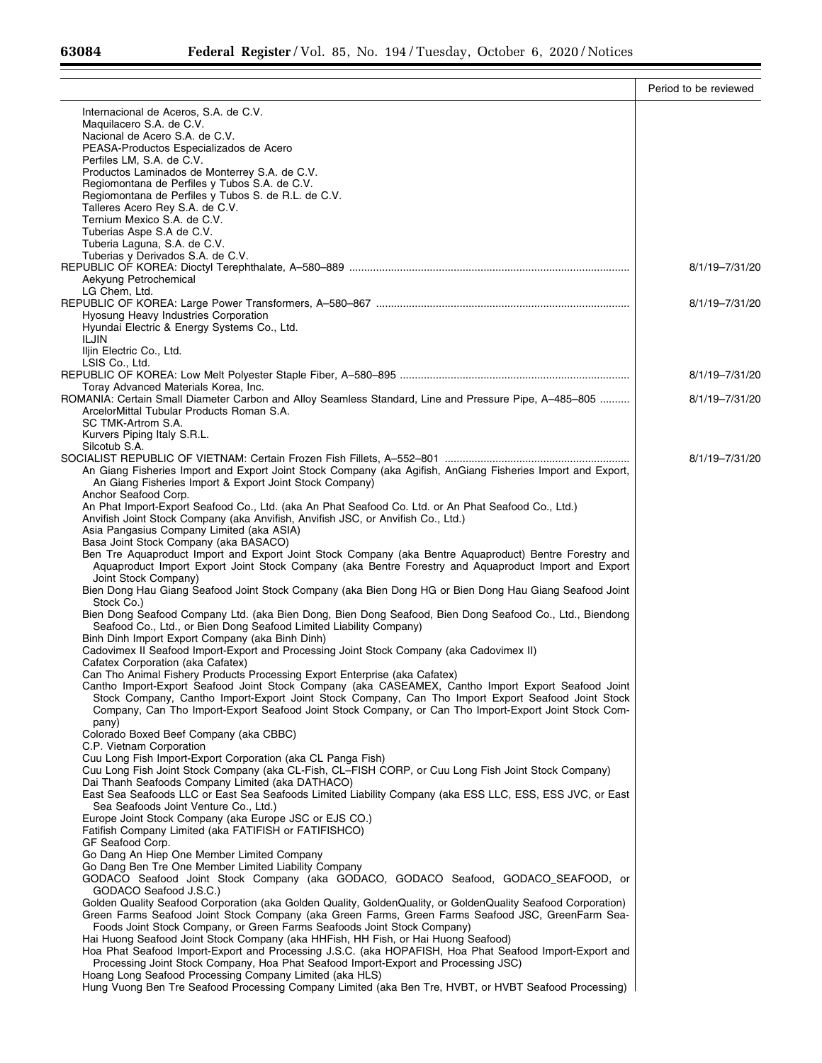| | Period to be reviewed |
|---|---|
| Internacional de Aceros, S.A. de C.V. | |
| Maquilacero S.A. de C.V. | |
| Nacional de Acero S.A. de C.V. | |
| PEASA-Productos Especializados de Acero | |
| Perfiles LM, S.A. de C.V. | |
| Productos Laminados de Monterrey S.A. de C.V. | |
| Regiomontana de Perfiles y Tubos S.A. de C.V. | |
| Regiomontana de Perfiles y Tubos S. de R.L. de C.V. | |
| Talleres Acero Rey S.A. de C.V. | |
| Ternium Mexico S.A. de C.V. | |
| Tuberias Aspe S.A de C.V. | |
| Tuberia Laguna, S.A. de C.V. | |
| Tuberias y Derivados S.A. de C.V. | |
| REPUBLIC OF KOREA: Dioctyl Terephthalate, A–580–889 | 8/1/19–7/31/20 |
| Aekyung Petrochemical | |
| LG Chem, Ltd. | |
| REPUBLIC OF KOREA: Large Power Transformers, A–580–867 | 8/1/19–7/31/20 |
| Hyosung Heavy Industries Corporation | |
| Hyundai Electric & Energy Systems Co., Ltd. | |
| ILJIN | |
| Iljin Electric Co., Ltd. | |
| LSIS Co., Ltd. | |
| REPUBLIC OF KOREA: Low Melt Polyester Staple Fiber, A–580–895 | 8/1/19–7/31/20 |
| Toray Advanced Materials Korea, Inc. | |
| ROMANIA: Certain Small Diameter Carbon and Alloy Seamless Standard, Line and Pressure Pipe, A–485–805 | 8/1/19–7/31/20 |
| ArcelorMittal Tubular Products Roman S.A. | |
| SC TMK-Artrom S.A. | |
| Kurvers Piping Italy S.R.L. | |
| Silcotub S.A. | |
| SOCIALIST REPUBLIC OF VIETNAM: Certain Frozen Fish Fillets, A–552–801 | 8/1/19–7/31/20 |
| An Giang Fisheries Import and Export Joint Stock Company (aka Agifish, AnGiang Fisheries Import and Export, An Giang Fisheries Import & Export Joint Stock Company) | |
| Anchor Seafood Corp. | |
| An Phat Import-Export Seafood Co., Ltd. (aka An Phat Seafood Co. Ltd. or An Phat Seafood Co., Ltd.) | |
| Anvifish Joint Stock Company (aka Anvifish, Anvifish JSC, or Anvifish Co., Ltd.) | |
| Asia Pangasius Company Limited (aka ASIA) | |
| Basa Joint Stock Company (aka BASACO) | |
| Ben Tre Aquaproduct Import and Export Joint Stock Company (aka Bentre Aquaproduct) Bentre Forestry and Aquaproduct Import Export Joint Stock Company (aka Bentre Forestry and Aquaproduct Import and Export Joint Stock Company) | |
| Bien Dong Hau Giang Seafood Joint Stock Company (aka Bien Dong HG or Bien Dong Hau Giang Seafood Joint Stock Co.) | |
| Bien Dong Seafood Company Ltd. (aka Bien Dong, Bien Dong Seafood, Bien Dong Seafood Co., Ltd., Biendong Seafood Co., Ltd., or Bien Dong Seafood Limited Liability Company) | |
| Binh Dinh Import Export Company (aka Binh Dinh) | |
| Cadovimex II Seafood Import-Export and Processing Joint Stock Company (aka Cadovimex II) | |
| Cafatex Corporation (aka Cafatex) | |
| Can Tho Animal Fishery Products Processing Export Enterprise (aka Cafatex) | |
| Cantho Import-Export Seafood Joint Stock Company (aka CASEAMEX, Cantho Import Export Seafood Joint Stock Company, Cantho Import-Export Joint Stock Company, Can Tho Import Export Seafood Joint Stock Company, Can Tho Import-Export Seafood Joint Stock Company, or Can Tho Import-Export Joint Stock Company) | |
| Colorado Boxed Beef Company (aka CBBC) | |
| C.P. Vietnam Corporation | |
| Cuu Long Fish Import-Export Corporation (aka CL Panga Fish) | |
| Cuu Long Fish Joint Stock Company (aka CL-Fish, CL–FISH CORP, or Cuu Long Fish Joint Stock Company) | |
| Dai Thanh Seafoods Company Limited (aka DATHACO) | |
| East Sea Seafoods LLC or East Sea Seafoods Limited Liability Company (aka ESS LLC, ESS, ESS JVC, or East Sea Seafoods Joint Venture Co., Ltd.) | |
| Europe Joint Stock Company (aka Europe JSC or EJS CO.) | |
| Fatifish Company Limited (aka FATIFISH or FATIFISHCO) | |
| GF Seafood Corp. | |
| Go Dang An Hiep One Member Limited Company | |
| Go Dang Ben Tre One Member Limited Liability Company | |
| GODACO Seafood Joint Stock Company (aka GODACO, GODACO Seafood, GODACO_SEAFOOD, or GODACO Seafood J.S.C.) | |
| Golden Quality Seafood Corporation (aka Golden Quality, GoldenQuality, or GoldenQuality Seafood Corporation) | |
| Green Farms Seafood Joint Stock Company (aka Green Farms, Green Farms Seafood JSC, GreenFarm Seafoods Joint Stock Company, or Green Farms Seafoods Joint Stock Company) | |
| Hai Huong Seafood Joint Stock Company (aka HHFish, HH Fish, or Hai Huong Seafood) | |
| Hoa Phat Seafood Import-Export and Processing J.S.C. (aka HOPAFISH, Hoa Phat Seafood Import-Export and Processing Joint Stock Company, Hoa Phat Seafood Import-Export and Processing JSC) | |
| Hoang Long Seafood Processing Company Limited (aka HLS) | |
| Hung Vuong Ben Tre Seafood Processing Company Limited (aka Ben Tre, HVBT, or HVBT Seafood Processing) | |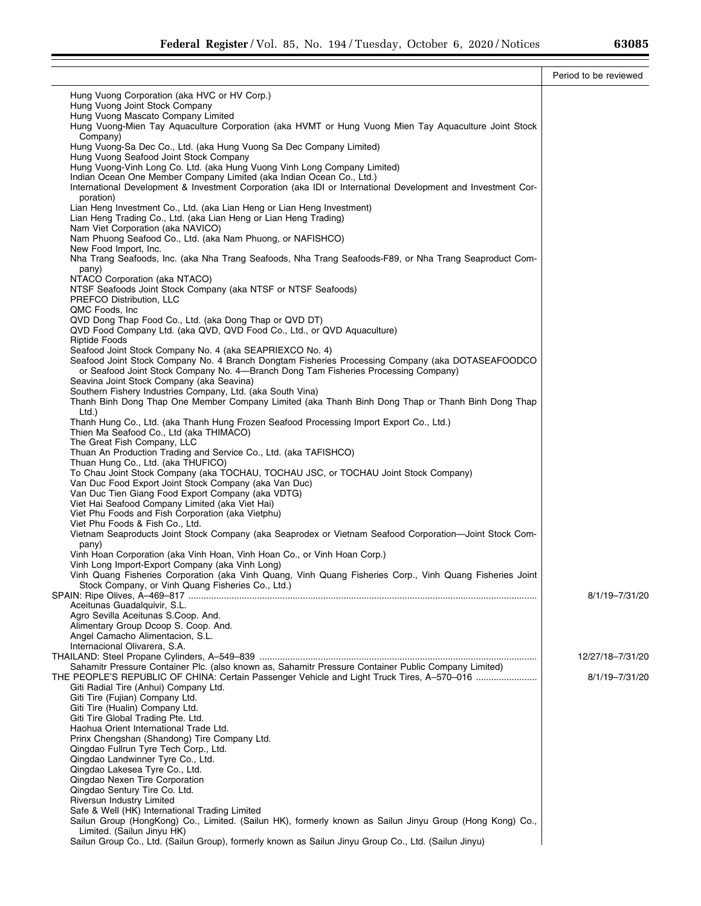| | Period to be reviewed |
|---|---|
| Hung Vuong Corporation (aka HVC or HV Corp.) | |
| Hung Vuong Joint Stock Company | |
| Hung Vuong Mascato Company Limited | |
| Hung Vuong-Mien Tay Aquaculture Corporation (aka HVMT or Hung Vuong Mien Tay Aquaculture Joint Stock Company) | |
| Hung Vuong-Sa Dec Co., Ltd. (aka Hung Vuong Sa Dec Company Limited) | |
| Hung Vuong Seafood Joint Stock Company | |
| Hung Vuong-Vinh Long Co. Ltd. (aka Hung Vuong Vinh Long Company Limited) | |
| Indian Ocean One Member Company Limited (aka Indian Ocean Co., Ltd.) | |
| International Development & Investment Corporation (aka IDI or International Development and Investment Corporation) | |
| Lian Heng Investment Co., Ltd. (aka Lian Heng or Lian Heng Investment) | |
| Lian Heng Trading Co., Ltd. (aka Lian Heng or Lian Heng Trading) | |
| Nam Viet Corporation (aka NAVICO) | |
| Nam Phuong Seafood Co., Ltd. (aka Nam Phuong, or NAFISHCO) | |
| New Food Import, Inc. | |
| Nha Trang Seafoods, Inc. (aka Nha Trang Seafoods, Nha Trang Seafoods-F89, or Nha Trang Seaproduct Company) | |
| NTACO Corporation (aka NTACO) | |
| NTSF Seafoods Joint Stock Company (aka NTSF or NTSF Seafoods) | |
| PREFCO Distribution, LLC | |
| QMC Foods, Inc | |
| QVD Dong Thap Food Co., Ltd. (aka Dong Thap or QVD DT) | |
| QVD Food Company Ltd. (aka QVD, QVD Food Co., Ltd., or QVD Aquaculture) | |
| Riptide Foods | |
| Seafood Joint Stock Company No. 4 (aka SEAPRIEXCO No. 4) | |
| Seafood Joint Stock Company No. 4 Branch Dongtam Fisheries Processing Company (aka DOTASEAFOODCO or Seafood Joint Stock Company No. 4—Branch Dong Tam Fisheries Processing Company) | |
| Seavina Joint Stock Company (aka Seavina) | |
| Southern Fishery Industries Company, Ltd. (aka South Vina) | |
| Thanh Binh Dong Thap One Member Company Limited (aka Thanh Binh Dong Thap or Thanh Binh Dong Thap Ltd.) | |
| Thanh Hung Co., Ltd. (aka Thanh Hung Frozen Seafood Processing Import Export Co., Ltd.) | |
| Thien Ma Seafood Co., Ltd (aka THIMACO) | |
| The Great Fish Company, LLC | |
| Thuan An Production Trading and Service Co., Ltd. (aka TAFISHCO) | |
| Thuan Hung Co., Ltd. (aka THUFICO) | |
| To Chau Joint Stock Company (aka TOCHAU, TOCHAU JSC, or TOCHAU Joint Stock Company) | |
| Van Duc Food Export Joint Stock Company (aka Van Duc) | |
| Van Duc Tien Giang Food Export Company (aka VDTG) | |
| Viet Hai Seafood Company Limited (aka Viet Hai) | |
| Viet Phu Foods and Fish Corporation (aka Vietphu) | |
| Viet Phu Foods & Fish Co., Ltd. | |
| Vietnam Seaproducts Joint Stock Company (aka Seaprodex or Vietnam Seafood Corporation—Joint Stock Company) | |
| Vinh Hoan Corporation (aka Vinh Hoan, Vinh Hoan Co., or Vinh Hoan Corp.) | |
| Vinh Long Import-Export Company (aka Vinh Long) | |
| Vinh Quang Fisheries Corporation (aka Vinh Quang, Vinh Quang Fisheries Corp., Vinh Quang Fisheries Joint Stock Company, or Vinh Quang Fisheries Co., Ltd.) | |
| SPAIN: Ripe Olives, A–469–817 | 8/1/19–7/31/20 |
| Aceitunas Guadalquivir, S.L. | |
| Agro Sevilla Aceitunas S.Coop. And. | |
| Alimentary Group Dcoop S. Coop. And. | |
| Angel Camacho Alimentacion, S.L. | |
| Internacional Olivarera, S.A. | |
| THAILAND: Steel Propane Cylinders, A–549–839 | 12/27/18–7/31/20 |
| Sahamitr Pressure Container Plc. (also known as, Sahamitr Pressure Container Public Company Limited) | |
| THE PEOPLE'S REPUBLIC OF CHINA: Certain Passenger Vehicle and Light Truck Tires, A–570–016 | 8/1/19–7/31/20 |
| Giti Radial Tire (Anhui) Company Ltd. | |
| Giti Tire (Fujian) Company Ltd. | |
| Giti Tire (Hualin) Company Ltd. | |
| Giti Tire Global Trading Pte. Ltd. | |
| Haohua Orient International Trade Ltd. | |
| Prinx Chengshan (Shandong) Tire Company Ltd. | |
| Qingdao Fullrun Tyre Tech Corp., Ltd. | |
| Qingdao Landwinner Tyre Co., Ltd. | |
| Qingdao Lakesea Tyre Co., Ltd. | |
| Qingdao Nexen Tire Corporation | |
| Qingdao Sentury Tire Co. Ltd. | |
| Riversun Industry Limited | |
| Safe & Well (HK) International Trading Limited | |
| Sailun Group (HongKong) Co., Limited. (Sailun HK), formerly known as Sailun Jinyu Group (Hong Kong) Co., Limited. (Sailun Jinyu HK) | |
| Sailun Group Co., Ltd. (Sailun Group), formerly known as Sailun Jinyu Group Co., Ltd. (Sailun Jinyu) | |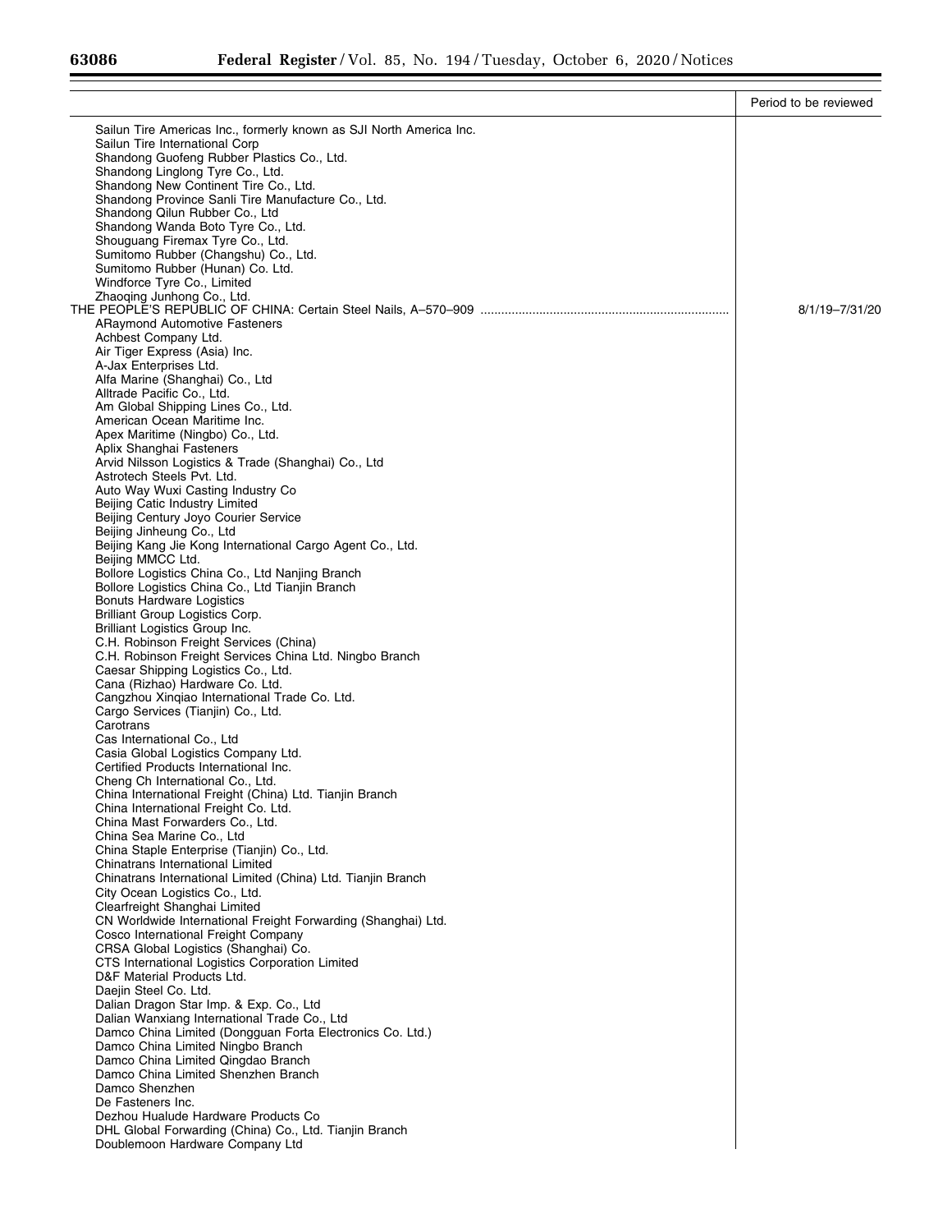| | Period to be reviewed |
|---|---|
| Sailun Tire Americas Inc., formerly known as SJI North America Inc. | |
| Sailun Tire International Corp | |
| Shandong Guofeng Rubber Plastics Co., Ltd. | |
| Shandong Linglong Tyre Co., Ltd. | |
| Shandong New Continent Tire Co., Ltd. | |
| Shandong Province Sanli Tire Manufacture Co., Ltd. | |
| Shandong Qilun Rubber Co., Ltd | |
| Shandong Wanda Boto Tyre Co., Ltd. | |
| Shouguang Firemax Tyre Co., Ltd. | |
| Sumitomo Rubber (Changshu) Co., Ltd. | |
| Sumitomo Rubber (Hunan) Co. Ltd. | |
| Windforce Tyre Co., Limited | |
| Zhaoqing Junhong Co., Ltd. | |
| THE PEOPLE'S REPUBLIC OF CHINA: Certain Steel Nails, A–570–909 | 8/1/19–7/31/20 |
| ARaymond Automotive Fasteners | |
| Achbest Company Ltd. | |
| Air Tiger Express (Asia) Inc. | |
| A-Jax Enterprises Ltd. | |
| Alfa Marine (Shanghai) Co., Ltd | |
| Alltrade Pacific Co., Ltd. | |
| Am Global Shipping Lines Co., Ltd. | |
| American Ocean Maritime Inc. | |
| Apex Maritime (Ningbo) Co., Ltd. | |
| Aplix Shanghai Fasteners | |
| Arvid Nilsson Logistics & Trade (Shanghai) Co., Ltd | |
| Astrotech Steels Pvt. Ltd. | |
| Auto Way Wuxi Casting Industry Co | |
| Beijing Catic Industry Limited | |
| Beijing Century Joyo Courier Service | |
| Beijing Jinheung Co., Ltd | |
| Beijing Kang Jie Kong International Cargo Agent Co., Ltd. | |
| Beijing MMCC Ltd. | |
| Bollore Logistics China Co., Ltd Nanjing Branch | |
| Bollore Logistics China Co., Ltd Tianjin Branch | |
| Bonuts Hardware Logistics | |
| Brilliant Group Logistics Corp. | |
| Brilliant Logistics Group Inc. | |
| C.H. Robinson Freight Services (China) | |
| C.H. Robinson Freight Services China Ltd. Ningbo Branch | |
| Caesar Shipping Logistics Co., Ltd. | |
| Cana (Rizhao) Hardware Co. Ltd. | |
| Cangzhou Xinqiao International Trade Co. Ltd. | |
| Cargo Services (Tianjin) Co., Ltd. | |
| Carotrans | |
| Cas International Co., Ltd | |
| Casia Global Logistics Company Ltd. | |
| Certified Products International Inc. | |
| Cheng Ch International Co., Ltd. | |
| China International Freight (China) Ltd. Tianjin Branch | |
| China International Freight Co. Ltd. | |
| China Mast Forwarders Co., Ltd. | |
| China Sea Marine Co., Ltd | |
| China Staple Enterprise (Tianjin) Co., Ltd. | |
| Chinatrans International Limited | |
| Chinatrans International Limited (China) Ltd. Tianjin Branch | |
| City Ocean Logistics Co., Ltd. | |
| Clearfreight Shanghai Limited | |
| CN Worldwide International Freight Forwarding (Shanghai) Ltd. | |
| Cosco International Freight Company | |
| CRSA Global Logistics (Shanghai) Co. | |
| CTS International Logistics Corporation Limited | |
| D&F Material Products Ltd. | |
| Daejin Steel Co. Ltd. | |
| Dalian Dragon Star Imp. & Exp. Co., Ltd | |
| Dalian Wanxiang International Trade Co., Ltd | |
| Damco China Limited (Dongguan Forta Electronics Co. Ltd.) | |
| Damco China Limited Ningbo Branch | |
| Damco China Limited Qingdao Branch | |
| Damco China Limited Shenzhen Branch | |
| Damco Shenzhen | |
| De Fasteners Inc. | |
| Dezhou Hualude Hardware Products Co | |
| DHL Global Forwarding (China) Co., Ltd. Tianjin Branch | |
| Doublemoon Hardware Company Ltd | |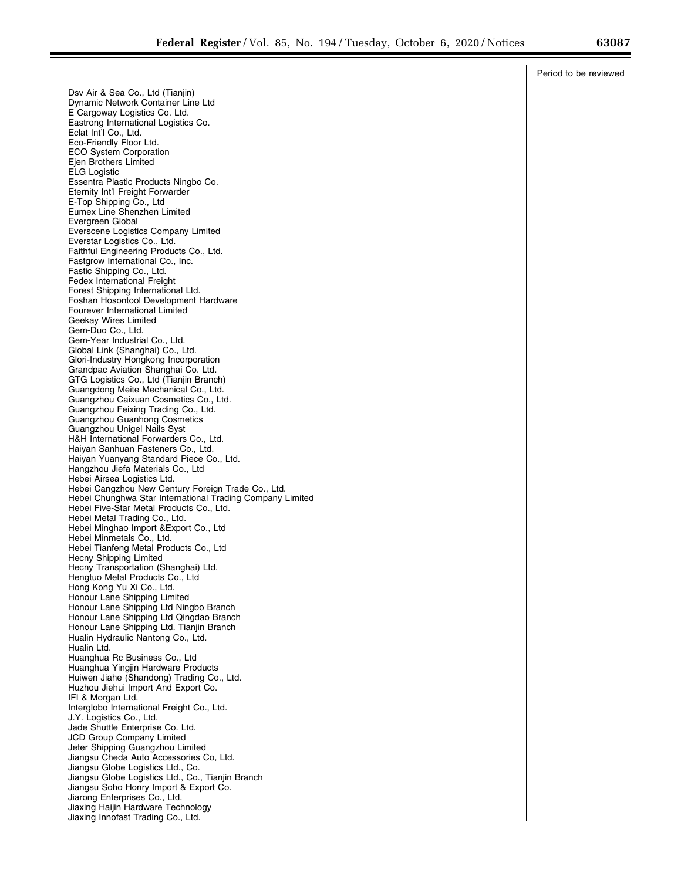| | Period to be reviewed |
|---|---|
| Dsv Air & Sea Co., Ltd (Tianjin) | |
| Dynamic Network Container Line Ltd | |
| E Cargoway Logistics Co. Ltd. | |
| Eastrong International Logistics Co. | |
| Eclat Int'l Co., Ltd. | |
| Eco-Friendly Floor Ltd. | |
| ECO System Corporation | |
| Ejen Brothers Limited | |
| ELG Logistic | |
| Essentra Plastic Products Ningbo Co. | |
| Eternity Int'l Freight Forwarder | |
| E-Top Shipping Co., Ltd | |
| Eumex Line Shenzhen Limited | |
| Evergreen Global | |
| Everscene Logistics Company Limited | |
| Everstar Logistics Co., Ltd. | |
| Faithful Engineering Products Co., Ltd. | |
| Fastgrow International Co., Inc. | |
| Fastic Shipping Co., Ltd. | |
| Fedex International Freight | |
| Forest Shipping International Ltd. | |
| Foshan Hosontool Development Hardware | |
| Fourever International Limited | |
| Geekay Wires Limited | |
| Gem-Duo Co., Ltd. | |
| Gem-Year Industrial Co., Ltd. | |
| Global Link (Shanghai) Co., Ltd. | |
| Glori-Industry Hongkong Incorporation | |
| Grandpac Aviation Shanghai Co. Ltd. | |
| GTG Logistics Co., Ltd (Tianjin Branch) | |
| Guangdong Meite Mechanical Co., Ltd. | |
| Guangzhou Caixuan Cosmetics Co., Ltd. | |
| Guangzhou Feixing Trading Co., Ltd. | |
| Guangzhou Guanhong Cosmetics | |
| Guangzhou Unigel Nails Syst | |
| H&H International Forwarders Co., Ltd. | |
| Haiyan Sanhuan Fasteners Co., Ltd. | |
| Haiyan Yuanyang Standard Piece Co., Ltd. | |
| Hangzhou Jiefa Materials Co., Ltd | |
| Hebei Airsea Logistics Ltd. | |
| Hebei Cangzhou New Century Foreign Trade Co., Ltd. | |
| Hebei Chunghwa Star International Trading Company Limited | |
| Hebei Five-Star Metal Products Co., Ltd. | |
| Hebei Metal Trading Co., Ltd. | |
| Hebei Minghao Import &Export Co., Ltd | |
| Hebei Minmetals Co., Ltd. | |
| Hebei Tianfeng Metal Products Co., Ltd | |
| Hecny Shipping Limited | |
| Hecny Transportation (Shanghai) Ltd. | |
| Hengtuo Metal Products Co., Ltd | |
| Hong Kong Yu Xi Co., Ltd. | |
| Honour Lane Shipping Limited | |
| Honour Lane Shipping Ltd Ningbo Branch | |
| Honour Lane Shipping Ltd Qingdao Branch | |
| Honour Lane Shipping Ltd. Tianjin Branch | |
| Hualin Hydraulic Nantong Co., Ltd. | |
| Hualin Ltd. | |
| Huanghua Rc Business Co., Ltd | |
| Huanghua Yingjin Hardware Products | |
| Huiwen Jiahe (Shandong) Trading Co., Ltd. | |
| Huzhou Jiehui Import And Export Co. | |
| IFI & Morgan Ltd. | |
| Interglobo International Freight Co., Ltd. | |
| J.Y. Logistics Co., Ltd. | |
| Jade Shuttle Enterprise Co. Ltd. | |
| JCD Group Company Limited | |
| Jeter Shipping Guangzhou Limited | |
| Jiangsu Cheda Auto Accessories Co, Ltd. | |
| Jiangsu Globe Logistics Ltd., Co. | |
| Jiangsu Globe Logistics Ltd., Co., Tianjin Branch | |
| Jiangsu Soho Honry Import & Export Co. | |
| Jiarong Enterprises Co., Ltd. | |
| Jiaxing Haijin Hardware Technology | |
| Jiaxing Innofast Trading Co., Ltd. | |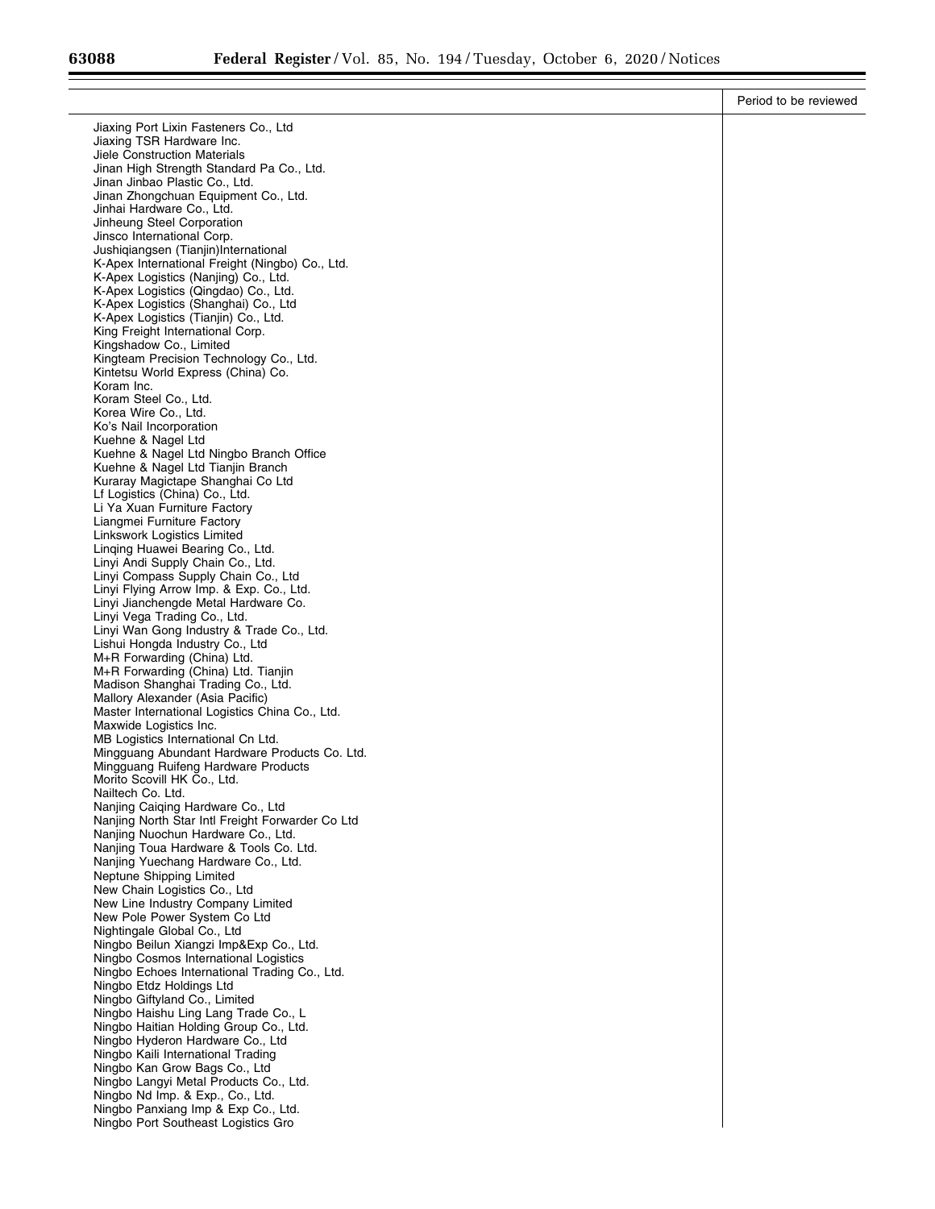| | Period to be reviewed |
|---|---|
| Jiaxing Port Lixin Fasteners Co., Ltd | |
| Jiaxing TSR Hardware Inc. | |
| Jiele Construction Materials | |
| Jinan High Strength Standard Pa Co., Ltd. | |
| Jinan Jinbao Plastic Co., Ltd. | |
| Jinan Zhongchuan Equipment Co., Ltd. | |
| Jinhai Hardware Co., Ltd. | |
| Jinheung Steel Corporation | |
| Jinsco International Corp. | |
| Jushiqiangsen (Tianjin)International | |
| K-Apex International Freight (Ningbo) Co., Ltd. | |
| K-Apex Logistics (Nanjing) Co., Ltd. | |
| K-Apex Logistics (Qingdao) Co., Ltd. | |
| K-Apex Logistics (Shanghai) Co., Ltd | |
| K-Apex Logistics (Tianjin) Co., Ltd. | |
| King Freight International Corp. | |
| Kingshadow Co., Limited | |
| Kingteam Precision Technology Co., Ltd. | |
| Kintetsu World Express (China) Co. | |
| Koram Inc. | |
| Koram Steel Co., Ltd. | |
| Korea Wire Co., Ltd. | |
| Ko's Nail Incorporation | |
| Kuehne & Nagel Ltd | |
| Kuehne & Nagel Ltd Ningbo Branch Office | |
| Kuehne & Nagel Ltd Tianjin Branch | |
| Kuraray Magictape Shanghai Co Ltd | |
| Lf Logistics (China) Co., Ltd. | |
| Li Ya Xuan Furniture Factory | |
| Liangmei Furniture Factory | |
| Linkswork Logistics Limited | |
| Linqing Huawei Bearing Co., Ltd. | |
| Linyi Andi Supply Chain Co., Ltd. | |
| Linyi Compass Supply Chain Co., Ltd | |
| Linyi Flying Arrow Imp. & Exp. Co., Ltd. | |
| Linyi Jianchengde Metal Hardware Co. | |
| Linyi Vega Trading Co., Ltd. | |
| Linyi Wan Gong Industry & Trade Co., Ltd. | |
| Lishui Hongda Industry Co., Ltd | |
| M+R Forwarding (China) Ltd. | |
| M+R Forwarding (China) Ltd. Tianjin | |
| Madison Shanghai Trading Co., Ltd. | |
| Mallory Alexander (Asia Pacific) | |
| Master International Logistics China Co., Ltd. | |
| Maxwide Logistics Inc. | |
| MB Logistics International Cn Ltd. | |
| Mingguang Abundant Hardware Products Co. Ltd. | |
| Mingguang Ruifeng Hardware Products | |
| Morito Scovill HK Co., Ltd. | |
| Nailtech Co. Ltd. | |
| Nanjing Caiqing Hardware Co., Ltd | |
| Nanjing North Star Intl Freight Forwarder Co Ltd | |
| Nanjing Nuochun Hardware Co., Ltd. | |
| Nanjing Toua Hardware & Tools Co. Ltd. | |
| Nanjing Yuechang Hardware Co., Ltd. | |
| Neptune Shipping Limited | |
| New Chain Logistics Co., Ltd | |
| New Line Industry Company Limited | |
| New Pole Power System Co Ltd | |
| Nightingale Global Co., Ltd | |
| Ningbo Beilun Xiangzi Imp&Exp Co., Ltd. | |
| Ningbo Cosmos International Logistics | |
| Ningbo Echoes International Trading Co., Ltd. | |
| Ningbo Etdz Holdings Ltd | |
| Ningbo Giftyland Co., Limited | |
| Ningbo Haishu Ling Lang Trade Co., L | |
| Ningbo Haitian Holding Group Co., Ltd. | |
| Ningbo Hyderon Hardware Co., Ltd | |
| Ningbo Kaili International Trading | |
| Ningbo Kan Grow Bags Co., Ltd | |
| Ningbo Langyi Metal Products Co., Ltd. | |
| Ningbo Nd Imp. & Exp., Co., Ltd. | |
| Ningbo Panxiang Imp & Exp Co., Ltd. | |
| Ningbo Port Southeast Logistics Gro | |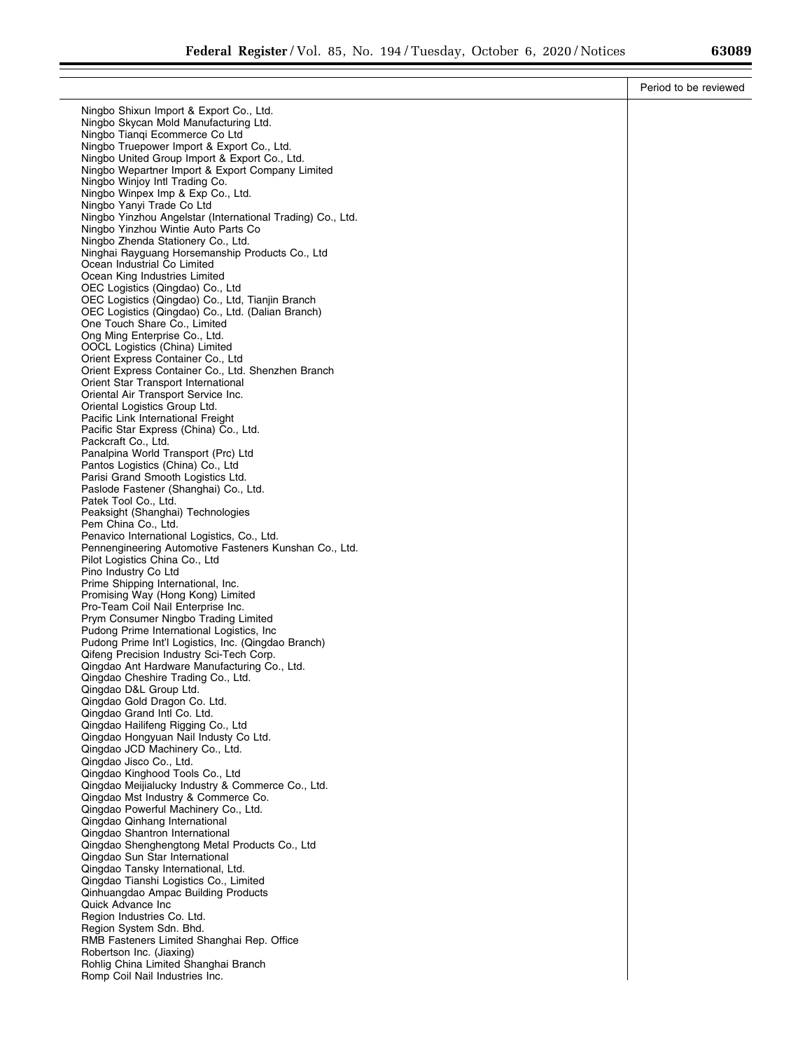| | Period to be reviewed |
|---|---|
| Ningbo Shixun Import & Export Co., Ltd. | |
| Ningbo Skycan Mold Manufacturing Ltd. | |
| Ningbo Tianqi Ecommerce Co Ltd | |
| Ningbo Truepower Import & Export Co., Ltd. | |
| Ningbo United Group Import & Export Co., Ltd. | |
| Ningbo Wepartner Import & Export Company Limited | |
| Ningbo Winjoy Intl Trading Co. | |
| Ningbo Winpex Imp & Exp Co., Ltd. | |
| Ningbo Yanyi Trade Co Ltd | |
| Ningbo Yinzhou Angelstar (International Trading) Co., Ltd. | |
| Ningbo Yinzhou Wintie Auto Parts Co | |
| Ningbo Zhenda Stationery Co., Ltd. | |
| Ninghai Rayguang Horsemanship Products Co., Ltd | |
| Ocean Industrial Co Limited | |
| Ocean King Industries Limited | |
| OEC Logistics (Qingdao) Co., Ltd | |
| OEC Logistics (Qingdao) Co., Ltd, Tianjin Branch | |
| OEC Logistics (Qingdao) Co., Ltd. (Dalian Branch) | |
| One Touch Share Co., Limited | |
| Ong Ming Enterprise Co., Ltd. | |
| OOCL Logistics (China) Limited | |
| Orient Express Container Co., Ltd | |
| Orient Express Container Co., Ltd. Shenzhen Branch | |
| Orient Star Transport International | |
| Oriental Air Transport Service Inc. | |
| Oriental Logistics Group Ltd. | |
| Pacific Link International Freight | |
| Pacific Star Express (China) Co., Ltd. | |
| Packcraft Co., Ltd. | |
| Panalpina World Transport (Prc) Ltd | |
| Pantos Logistics (China) Co., Ltd | |
| Parisi Grand Smooth Logistics Ltd. | |
| Paslode Fastener (Shanghai) Co., Ltd. | |
| Patek Tool Co., Ltd. | |
| Peaksight (Shanghai) Technologies | |
| Pem China Co., Ltd. | |
| Penavico International Logistics, Co., Ltd. | |
| Pennengineering Automotive Fasteners Kunshan Co., Ltd. | |
| Pilot Logistics China Co., Ltd | |
| Pino Industry Co Ltd | |
| Prime Shipping International, Inc. | |
| Promising Way (Hong Kong) Limited | |
| Pro-Team Coil Nail Enterprise Inc. | |
| Prym Consumer Ningbo Trading Limited | |
| Pudong Prime International Logistics, Inc | |
| Pudong Prime Int'l Logistics, Inc. (Qingdao Branch) | |
| Qifeng Precision Industry Sci-Tech Corp. | |
| Qingdao Ant Hardware Manufacturing Co., Ltd. | |
| Qingdao Cheshire Trading Co., Ltd. | |
| Qingdao D&L Group Ltd. | |
| Qingdao Gold Dragon Co. Ltd. | |
| Qingdao Grand Intl Co. Ltd. | |
| Qingdao Hailifeng Rigging Co., Ltd | |
| Qingdao Hongyuan Nail Industy Co Ltd. | |
| Qingdao JCD Machinery Co., Ltd. | |
| Qingdao Jisco Co., Ltd. | |
| Qingdao Kinghood Tools Co., Ltd | |
| Qingdao Meijialucky Industry & Commerce Co., Ltd. | |
| Qingdao Mst Industry & Commerce Co. | |
| Qingdao Powerful Machinery Co., Ltd. | |
| Qingdao Qinhang International | |
| Qingdao Shantron International | |
| Qingdao Shenghengtong Metal Products Co., Ltd | |
| Qingdao Sun Star International | |
| Qingdao Tansky International, Ltd. | |
| Qingdao Tianshi Logistics Co., Limited | |
| Qinhuangdao Ampac Building Products | |
| Quick Advance Inc | |
| Region Industries Co. Ltd. | |
| Region System Sdn. Bhd. | |
| RMB Fasteners Limited Shanghai Rep. Office | |
| Robertson Inc. (Jiaxing) | |
| Rohlig China Limited Shanghai Branch | |
| Romp Coil Nail Industries Inc. | |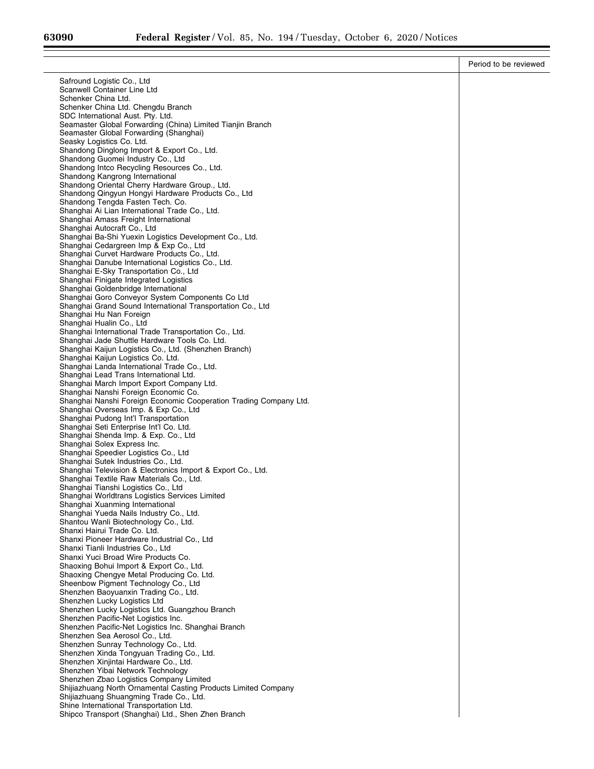| | Period to be reviewed |
|---|---|
| Safround Logistic Co., Ltd | |
| Scanwell Container Line Ltd | |
| Schenker China Ltd. | |
| Schenker China Ltd. Chengdu Branch | |
| SDC International Aust. Pty. Ltd. | |
| Seamaster Global Forwarding (China) Limited Tianjin Branch | |
| Seamaster Global Forwarding (Shanghai) | |
| Seasky Logistics Co. Ltd. | |
| Shandong Dinglong Import & Export Co., Ltd. | |
| Shandong Guomei Industry Co., Ltd | |
| Shandong Intco Recycling Resources Co., Ltd. | |
| Shandong Kangrong International | |
| Shandong Oriental Cherry Hardware Group., Ltd. | |
| Shandong Qingyun Hongyi Hardware Products Co., Ltd | |
| Shandong Tengda Fasten Tech. Co. | |
| Shanghai Ai Lian International Trade Co., Ltd. | |
| Shanghai Amass Freight International | |
| Shanghai Autocraft Co., Ltd | |
| Shanghai Ba-Shi Yuexin Logistics Development Co., Ltd. | |
| Shanghai Cedargreen Imp & Exp Co., Ltd | |
| Shanghai Curvet Hardware Products Co., Ltd. | |
| Shanghai Danube International Logistics Co., Ltd. | |
| Shanghai E-Sky Transportation Co., Ltd | |
| Shanghai Finigate Integrated Logistics | |
| Shanghai Goldenbridge International | |
| Shanghai Goro Conveyor System Components Co Ltd | |
| Shanghai Grand Sound International Transportation Co., Ltd | |
| Shanghai Hu Nan Foreign | |
| Shanghai Hualin Co., Ltd | |
| Shanghai International Trade Transportation Co., Ltd. | |
| Shanghai Jade Shuttle Hardware Tools Co. Ltd. | |
| Shanghai Kaijun Logistics Co., Ltd. (Shenzhen Branch) | |
| Shanghai Kaijun Logistics Co. Ltd. | |
| Shanghai Landa International Trade Co., Ltd. | |
| Shanghai Lead Trans International Ltd. | |
| Shanghai March Import Export Company Ltd. | |
| Shanghai Nanshi Foreign Economic Co. | |
| Shanghai Nanshi Foreign Economic Cooperation Trading Company Ltd. | |
| Shanghai Overseas Imp. & Exp Co., Ltd | |
| Shanghai Pudong Int'l Transportation | |
| Shanghai Seti Enterprise Int'l Co. Ltd. | |
| Shanghai Shenda Imp. & Exp. Co., Ltd | |
| Shanghai Solex Express Inc. | |
| Shanghai Speedier Logistics Co., Ltd | |
| Shanghai Sutek Industries Co., Ltd. | |
| Shanghai Television & Electronics Import & Export Co., Ltd. | |
| Shanghai Textile Raw Materials Co., Ltd. | |
| Shanghai Tianshi Logistics Co., Ltd | |
| Shanghai Worldtrans Logistics Services Limited | |
| Shanghai Xuanming International | |
| Shanghai Yueda Nails Industry Co., Ltd. | |
| Shantou Wanli Biotechnology Co., Ltd. | |
| Shanxi Hairui Trade Co. Ltd. | |
| Shanxi Pioneer Hardware Industrial Co., Ltd | |
| Shanxi Tianli Industries Co., Ltd | |
| Shanxi Yuci Broad Wire Products Co. | |
| Shaoxing Bohui Import & Export Co., Ltd. | |
| Shaoxing Chengye Metal Producing Co. Ltd. | |
| Sheenbow Pigment Technology Co., Ltd | |
| Shenzhen Baoyuanxin Trading Co., Ltd. | |
| Shenzhen Lucky Logistics Ltd | |
| Shenzhen Lucky Logistics Ltd. Guangzhou Branch | |
| Shenzhen Pacific-Net Logistics Inc. | |
| Shenzhen Pacific-Net Logistics Inc. Shanghai Branch | |
| Shenzhen Sea Aerosol Co., Ltd. | |
| Shenzhen Sunray Technology Co., Ltd. | |
| Shenzhen Xinda Tongyuan Trading Co., Ltd. | |
| Shenzhen Xinjintai Hardware Co., Ltd. | |
| Shenzhen Yibai Network Technology | |
| Shenzhen Zbao Logistics Company Limited | |
| Shijiazhuang North Ornamental Casting Products Limited Company | |
| Shijiazhuang Shuangming Trade Co., Ltd. | |
| Shine International Transportation Ltd. | |
| Shipco Transport (Shanghai) Ltd., Shen Zhen Branch | |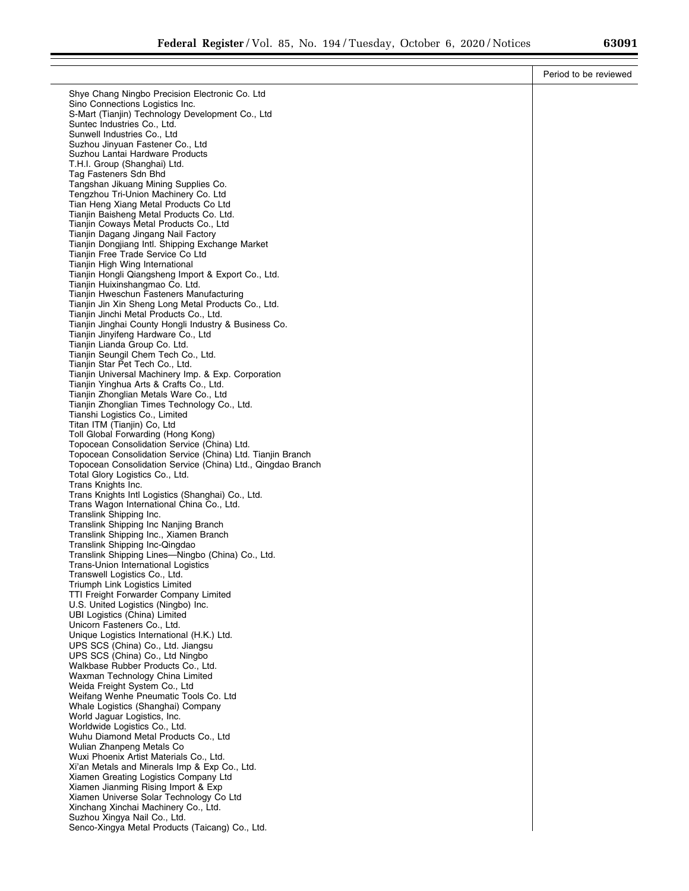| | Period to be reviewed |
|---|---|
| Shye Chang Ningbo Precision Electronic Co. Ltd | |
| Sino Connections Logistics Inc. | |
| S-Mart (Tianjin) Technology Development Co., Ltd | |
| Suntec Industries Co., Ltd. | |
| Sunwell Industries Co., Ltd | |
| Suzhou Jinyuan Fastener Co., Ltd | |
| Suzhou Lantai Hardware Products | |
| T.H.I. Group (Shanghai) Ltd. | |
| Tag Fasteners Sdn Bhd | |
| Tangshan Jikuang Mining Supplies Co. | |
| Tengzhou Tri-Union Machinery Co. Ltd | |
| Tian Heng Xiang Metal Products Co Ltd | |
| Tianjin Baisheng Metal Products Co. Ltd. | |
| Tianjin Coways Metal Products Co., Ltd | |
| Tianjin Dagang Jingang Nail Factory | |
| Tianjin Dongjiang Intl. Shipping Exchange Market | |
| Tianjin Free Trade Service Co Ltd | |
| Tianjin High Wing International | |
| Tianjin Hongli Qiangsheng Import & Export Co., Ltd. | |
| Tianjin Huixinshangmao Co. Ltd. | |
| Tianjin Hweschun Fasteners Manufacturing | |
| Tianjin Jin Xin Sheng Long Metal Products Co., Ltd. | |
| Tianjin Jinchi Metal Products Co., Ltd. | |
| Tianjin Jinghai County Hongli Industry & Business Co. | |
| Tianjin Jinyifeng Hardware Co., Ltd | |
| Tianjin Lianda Group Co. Ltd. | |
| Tianjin Seungil Chem Tech Co., Ltd. | |
| Tianjin Star Pet Tech Co., Ltd. | |
| Tianjin Universal Machinery Imp. & Exp. Corporation | |
| Tianjin Yinghua Arts & Crafts Co., Ltd. | |
| Tianjin Zhonglian Metals Ware Co., Ltd | |
| Tianjin Zhonglian Times Technology Co., Ltd. | |
| Tianshi Logistics Co., Limited | |
| Titan ITM (Tianjin) Co, Ltd | |
| Toll Global Forwarding (Hong Kong) | |
| Topocean Consolidation Service (China) Ltd. | |
| Topocean Consolidation Service (China) Ltd. Tianjin Branch | |
| Topocean Consolidation Service (China) Ltd., Qingdao Branch | |
| Total Glory Logistics Co., Ltd. | |
| Trans Knights Inc. | |
| Trans Knights Intl Logistics (Shanghai) Co., Ltd. | |
| Trans Wagon International China Co., Ltd. | |
| Translink Shipping Inc. | |
| Translink Shipping Inc Nanjing Branch | |
| Translink Shipping Inc., Xiamen Branch | |
| Translink Shipping Inc-Qingdao | |
| Translink Shipping Lines—Ningbo (China) Co., Ltd. | |
| Trans-Union International Logistics | |
| Transwell Logistics Co., Ltd. | |
| Triumph Link Logistics Limited | |
| TTI Freight Forwarder Company Limited | |
| U.S. United Logistics (Ningbo) Inc. | |
| UBI Logistics (China) Limited | |
| Unicorn Fasteners Co., Ltd. | |
| Unique Logistics International (H.K.) Ltd. | |
| UPS SCS (China) Co., Ltd. Jiangsu | |
| UPS SCS (China) Co., Ltd Ningbo | |
| Walkbase Rubber Products Co., Ltd. | |
| Waxman Technology China Limited | |
| Weida Freight System Co., Ltd | |
| Weifang Wenhe Pneumatic Tools Co. Ltd | |
| Whale Logistics (Shanghai) Company | |
| World Jaguar Logistics, Inc. | |
| Worldwide Logistics Co., Ltd. | |
| Wuhu Diamond Metal Products Co., Ltd | |
| Wulian Zhanpeng Metals Co | |
| Wuxi Phoenix Artist Materials Co., Ltd. | |
| Xi'an Metals and Minerals Imp & Exp Co., Ltd. | |
| Xiamen Greating Logistics Company Ltd | |
| Xiamen Jianming Rising Import & Exp | |
| Xiamen Universe Solar Technology Co Ltd | |
| Xinchang Xinchai Machinery Co., Ltd. | |
| Suzhou Xingya Nail Co., Ltd. | |
| Senco-Xingya Metal Products (Taicang) Co., Ltd. | |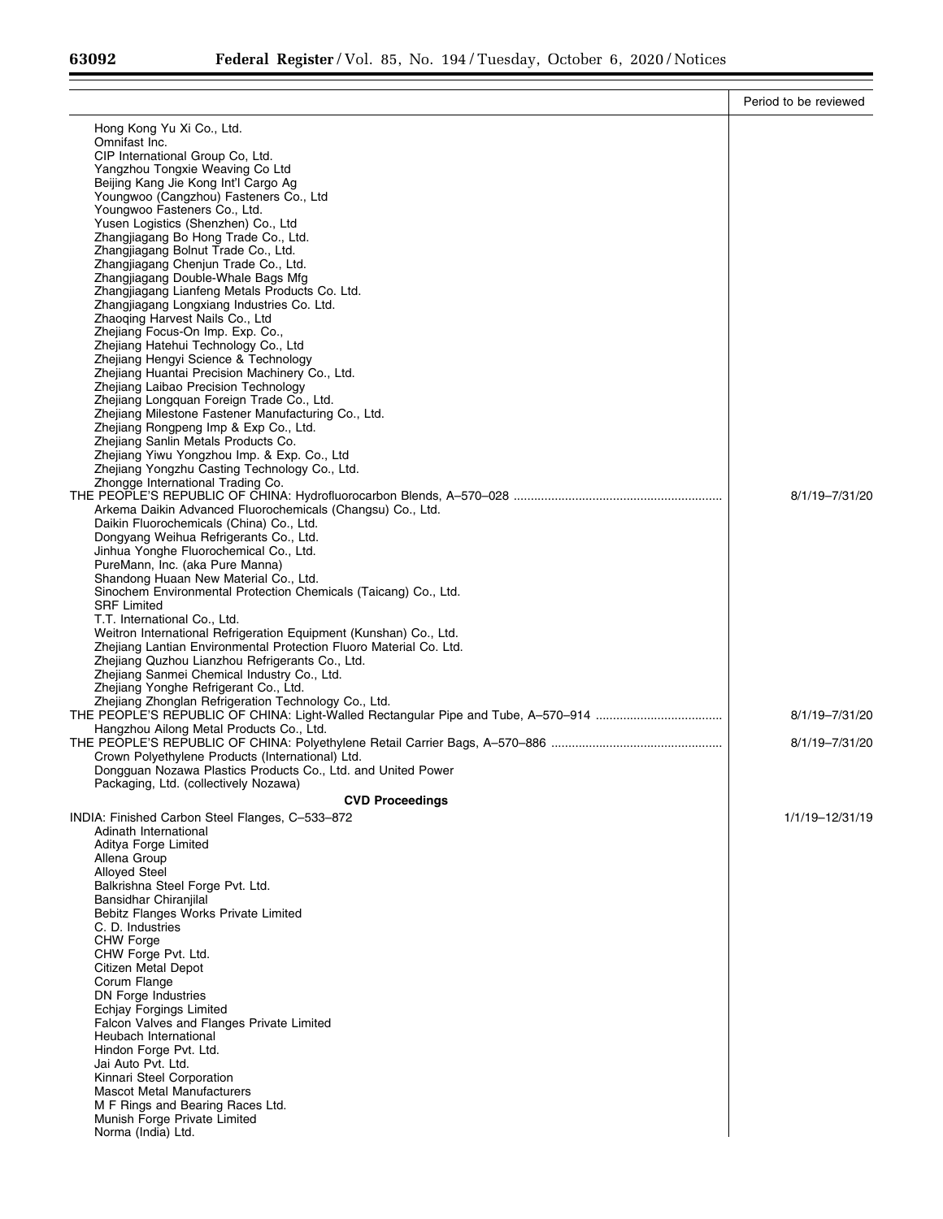| | Period to be reviewed |
|---|---|
| Hong Kong Yu Xi Co., Ltd. | |
| Omnifast Inc. | |
| CIP International Group Co, Ltd. | |
| Yangzhou Tongxie Weaving Co Ltd | |
| Beijing Kang Jie Kong Int'l Cargo Ag | |
| Youngwoo (Cangzhou) Fasteners Co., Ltd | |
| Youngwoo Fasteners Co., Ltd. | |
| Yusen Logistics (Shenzhen) Co., Ltd | |
| Zhangjiagang Bo Hong Trade Co., Ltd. | |
| Zhangjiagang Bolnut Trade Co., Ltd. | |
| Zhangjiagang Chenjun Trade Co., Ltd. | |
| Zhangjiagang Double-Whale Bags Mfg | |
| Zhangjiagang Lianfeng Metals Products Co. Ltd. | |
| Zhangjiagang Longxiang Industries Co. Ltd. | |
| Zhaoqing Harvest Nails Co., Ltd | |
| Zhejiang Focus-On Imp. Exp. Co., | |
| Zhejiang Hatehui Technology Co., Ltd | |
| Zhejiang Hengyi Science & Technology | |
| Zhejiang Huantai Precision Machinery Co., Ltd. | |
| Zhejiang Laibao Precision Technology | |
| Zhejiang Longquan Foreign Trade Co., Ltd. | |
| Zhejiang Milestone Fastener Manufacturing Co., Ltd. | |
| Zhejiang Rongpeng Imp & Exp Co., Ltd. | |
| Zhejiang Sanlin Metals Products Co. | |
| Zhejiang Yiwu Yongzhou Imp. & Exp. Co., Ltd | |
| Zhejiang Yongzhu Casting Technology Co., Ltd. | |
| Zhongge International Trading Co. | |
| THE PEOPLE'S REPUBLIC OF CHINA: Hydrofluorocarbon Blends, A–570–028 | 8/1/19–7/31/20 |
| Arkema Daikin Advanced Fluorochemicals (Changsu) Co., Ltd. | |
| Daikin Fluorochemicals (China) Co., Ltd. | |
| Dongyang Weihua Refrigerants Co., Ltd. | |
| Jinhua Yonghe Fluorochemical Co., Ltd. | |
| PureMann, Inc. (aka Pure Manna) | |
| Shandong Huaan New Material Co., Ltd. | |
| Sinochem Environmental Protection Chemicals (Taicang) Co., Ltd. | |
| SRF Limited | |
| T.T. International Co., Ltd. | |
| Weitron International Refrigeration Equipment (Kunshan) Co., Ltd. | |
| Zhejiang Lantian Environmental Protection Fluoro Material Co. Ltd. | |
| Zhejiang Quzhou Lianzhou Refrigerants Co., Ltd. | |
| Zhejiang Sanmei Chemical Industry Co., Ltd. | |
| Zhejiang Yonghe Refrigerant Co., Ltd. | |
| Zhejiang Zhonglan Refrigeration Technology Co., Ltd. | |
| THE PEOPLE'S REPUBLIC OF CHINA: Light-Walled Rectangular Pipe and Tube, A–570–914 | 8/1/19–7/31/20 |
| Hangzhou Ailong Metal Products Co., Ltd. | |
| THE PEOPLE'S REPUBLIC OF CHINA: Polyethylene Retail Carrier Bags, A–570–886 | 8/1/19–7/31/20 |
| Crown Polyethylene Products (International) Ltd. | |
| Dongguan Nozawa Plastics Products Co., Ltd. and United Power Packaging, Ltd. (collectively Nozawa) | |
| **CVD Proceedings** | |
| INDIA: Finished Carbon Steel Flanges, C–533–872 | 1/1/19–12/31/19 |
| Adinath International | |
| Aditya Forge Limited | |
| Allena Group | |
| Alloyed Steel | |
| Balkrishna Steel Forge Pvt. Ltd. | |
| Bansidhar Chiranjilal | |
| Bebitz Flanges Works Private Limited | |
| C. D. Industries | |
| CHW Forge | |
| CHW Forge Pvt. Ltd. | |
| Citizen Metal Depot | |
| Corum Flange | |
| DN Forge Industries | |
| Echjay Forgings Limited | |
| Falcon Valves and Flanges Private Limited | |
| Heubach International | |
| Hindon Forge Pvt. Ltd. | |
| Jai Auto Pvt. Ltd. | |
| Kinnari Steel Corporation | |
| Mascot Metal Manufacturers | |
| M F Rings and Bearing Races Ltd. | |
| Munish Forge Private Limited | |
| Norma (India) Ltd. | |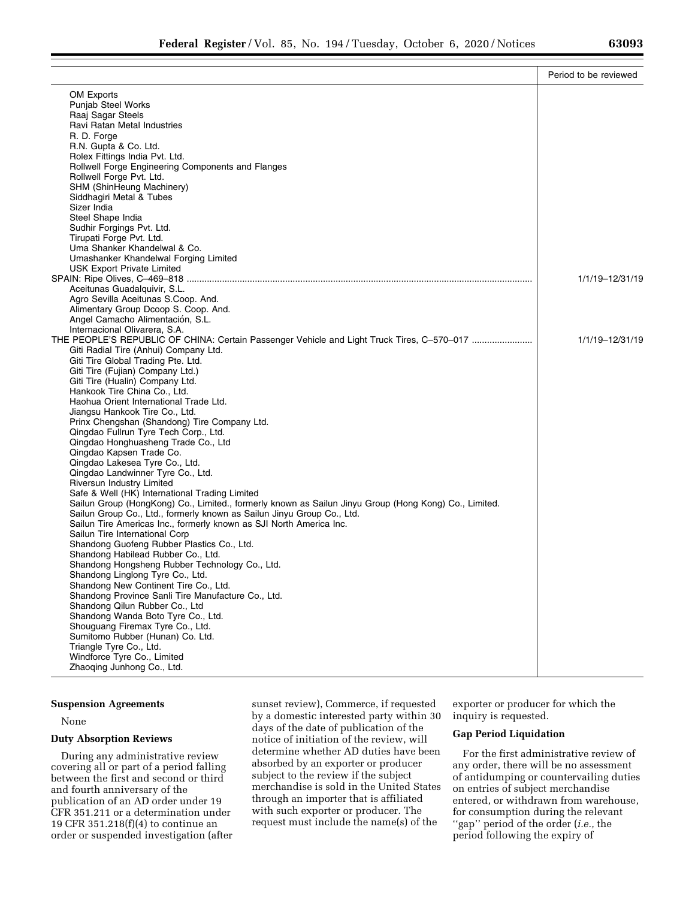| | Period to be reviewed |
|---|---|
| OM Exports | |
| Punjab Steel Works | |
| Raaj Sagar Steels | |
| Ravi Ratan Metal Industries | |
| R. D. Forge | |
| R.N. Gupta & Co. Ltd. | |
| Rolex Fittings India Pvt. Ltd. | |
| Rollwell Forge Engineering Components and Flanges | |
| Rollwell Forge Pvt. Ltd. | |
| SHM (ShinHeung Machinery) | |
| Siddhagiri Metal & Tubes | |
| Sizer India | |
| Steel Shape India | |
| Sudhir Forgings Pvt. Ltd. | |
| Tirupati Forge Pvt. Ltd. | |
| Uma Shanker Khandelwal & Co. | |
| Umashanker Khandelwal Forging Limited | |
| USK Export Private Limited | |
| SPAIN: Ripe Olives, C–469–818 | 1/1/19–12/31/19 |
| Aceitunas Guadalquivir, S.L. | |
| Agro Sevilla Aceitunas S.Coop. And. | |
| Alimentary Group Dcoop S. Coop. And. | |
| Angel Camacho Alimentación, S.L. | |
| Internacional Olivarera, S.A. | |
| THE PEOPLE'S REPUBLIC OF CHINA: Certain Passenger Vehicle and Light Truck Tires, C–570–017 | 1/1/19–12/31/19 |
| Giti Radial Tire (Anhui) Company Ltd. | |
| Giti Tire Global Trading Pte. Ltd. | |
| Giti Tire (Fujian) Company Ltd.) | |
| Giti Tire (Hualin) Company Ltd. | |
| Hankook Tire China Co., Ltd. | |
| Haohua Orient International Trade Ltd. | |
| Jiangsu Hankook Tire Co., Ltd. | |
| Prinx Chengshan (Shandong) Tire Company Ltd. | |
| Qingdao Fullrun Tyre Tech Corp., Ltd. | |
| Qingdao Honghuasheng Trade Co., Ltd | |
| Qingdao Kapsen Trade Co. | |
| Qingdao Lakesea Tyre Co., Ltd. | |
| Qingdao Landwinner Tyre Co., Ltd. | |
| Riversun Industry Limited | |
| Safe & Well (HK) International Trading Limited | |
| Sailun Group (HongKong) Co., Limited., formerly known as Sailun Jinyu Group (Hong Kong) Co., Limited. | |
| Sailun Group Co., Ltd., formerly known as Sailun Jinyu Group Co., Ltd. | |
| Sailun Tire Americas Inc., formerly known as SJI North America Inc. | |
| Sailun Tire International Corp | |
| Shandong Guofeng Rubber Plastics Co., Ltd. | |
| Shandong Habilead Rubber Co., Ltd. | |
| Shandong Hongsheng Rubber Technology Co., Ltd. | |
| Shandong Linglong Tyre Co., Ltd. | |
| Shandong New Continent Tire Co., Ltd. | |
| Shandong Province Sanli Tire Manufacture Co., Ltd. | |
| Shandong Qilun Rubber Co., Ltd | |
| Shandong Wanda Boto Tyre Co., Ltd. | |
| Shouguang Firemax Tyre Co., Ltd. | |
| Sumitomo Rubber (Hunan) Co. Ltd. | |
| Triangle Tyre Co., Ltd. | |
| Windforce Tyre Co., Limited | |
| Zhaoqing Junhong Co., Ltd. | |

## Suspension Agreements

None

## Duty Absorption Reviews

During any administrative review covering all or part of a period falling between the first and second or third and fourth anniversary of the publication of an AD order under 19 CFR 351.211 or a determination under 19 CFR 351.218(f)(4) to continue an order or suspended investigation (after sunset review), Commerce, if requested by a domestic interested party within 30 days of the date of publication of the notice of initiation of the review, will determine whether AD duties have been absorbed by an exporter or producer subject to the review if the subject merchandise is sold in the United States through an importer that is affiliated with such exporter or producer. The request must include the name(s) of the exporter or producer for which the inquiry is requested.

## Gap Period Liquidation

For the first administrative review of any order, there will be no assessment of antidumping or countervailing duties on entries of subject merchandise entered, or withdrawn from warehouse, for consumption during the relevant "gap" period of the order (*i.e.,* the period following the expiry of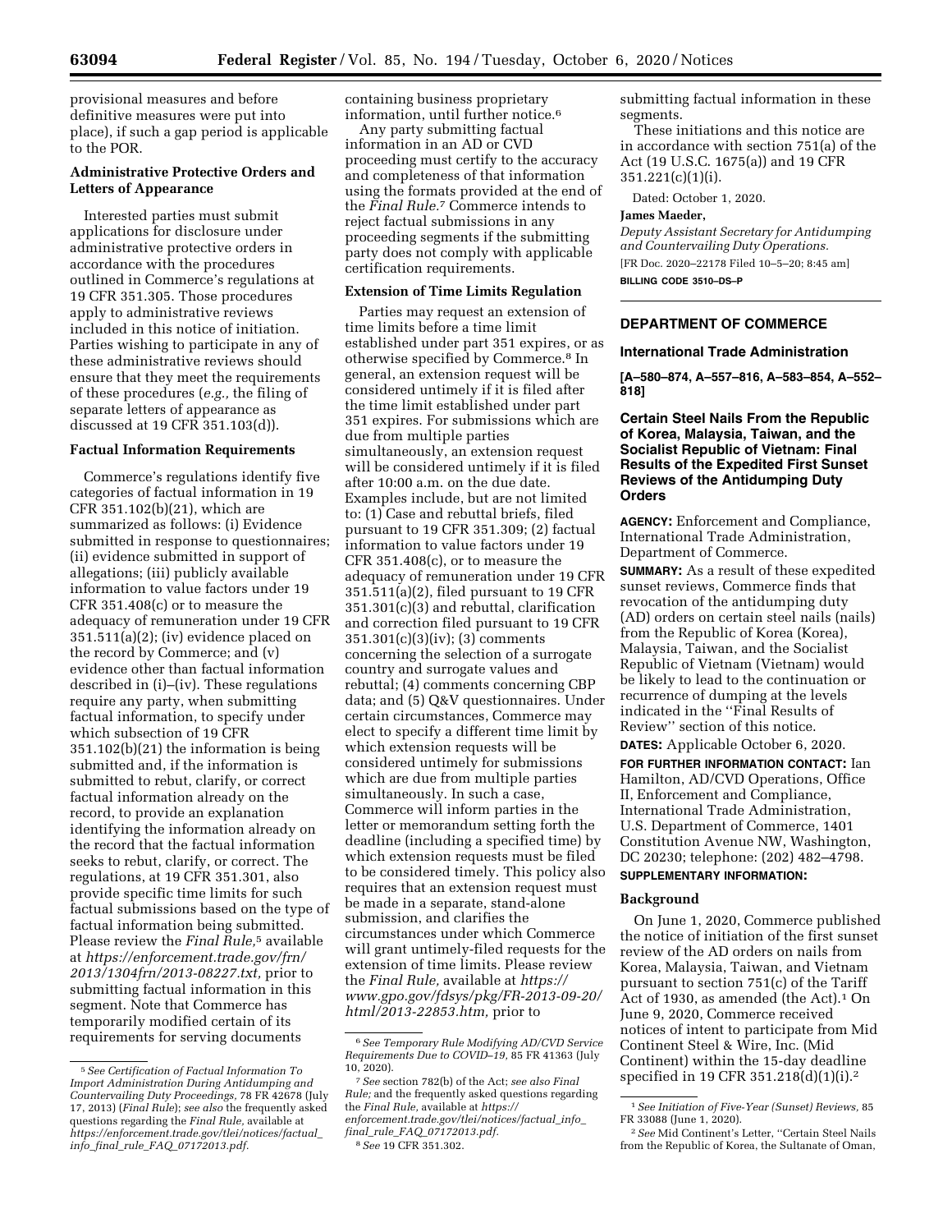provisional measures and before definitive measures were put into place), if such a gap period is applicable to the POR.

### Administrative Protective Orders and Letters of Appearance

Interested parties must submit applications for disclosure under administrative protective orders in accordance with the procedures outlined in Commerce's regulations at 19 CFR 351.305. Those procedures apply to administrative reviews included in this notice of initiation. Parties wishing to participate in any of these administrative reviews should ensure that they meet the requirements of these procedures (*e.g.,* the filing of separate letters of appearance as discussed at 19 CFR 351.103(d)).

### Factual Information Requirements

Commerce's regulations identify five categories of factual information in 19 CFR 351.102(b)(21), which are summarized as follows: (i) Evidence submitted in response to questionnaires; (ii) evidence submitted in support of allegations; (iii) publicly available information to value factors under 19 CFR 351.408(c) or to measure the adequacy of remuneration under 19 CFR 351.511(a)(2); (iv) evidence placed on the record by Commerce; and (v) evidence other than factual information described in (i)–(iv). These regulations require any party, when submitting factual information, to specify under which subsection of 19 CFR 351.102(b)(21) the information is being submitted and, if the information is submitted to rebut, clarify, or correct factual information already on the record, to provide an explanation identifying the information already on the record that the factual information seeks to rebut, clarify, or correct. The regulations, at 19 CFR 351.301, also provide specific time limits for such factual submissions based on the type of factual information being submitted. Please review the *Final Rule,*[5] available at *https://enforcement.trade.gov/frn/2013/1304frn/2013-08227.txt,* prior to submitting factual information in this segment. Note that Commerce has temporarily modified certain of its requirements for serving documents containing business proprietary information, until further notice.[6]

Any party submitting factual information in an AD or CVD proceeding must certify to the accuracy and completeness of that information using the formats provided at the end of the *Final Rule.*[7] Commerce intends to reject factual submissions in any proceeding segments if the submitting party does not comply with applicable certification requirements.

### Extension of Time Limits Regulation

Parties may request an extension of time limits before a time limit established under part 351 expires, or as otherwise specified by Commerce.[8] In general, an extension request will be considered untimely if it is filed after the time limit established under part 351 expires. For submissions which are due from multiple parties simultaneously, an extension request will be considered untimely if it is filed after 10:00 a.m. on the due date. Examples include, but are not limited to: (1) Case and rebuttal briefs, filed pursuant to 19 CFR 351.309; (2) factual information to value factors under 19 CFR 351.408(c), or to measure the adequacy of remuneration under 19 CFR 351.511(a)(2), filed pursuant to 19 CFR 351.301(c)(3) and rebuttal, clarification and correction filed pursuant to 19 CFR 351.301(c)(3)(iv); (3) comments concerning the selection of a surrogate country and surrogate values and rebuttal; (4) comments concerning CBP data; and (5) Q&V questionnaires. Under certain circumstances, Commerce may elect to specify a different time limit by which extension requests will be considered untimely for submissions which are due from multiple parties simultaneously. In such a case, Commerce will inform parties in the letter or memorandum setting forth the deadline (including a specified time) by which extension requests must be filed to be considered timely. This policy also requires that an extension request must be made in a separate, stand-alone submission, and clarifies the circumstances under which Commerce will grant untimely-filed requests for the extension of time limits. Please review the *Final Rule,* available at *https://www.gpo.gov/fdsys/pkg/FR-2013-09-20/html/2013-22853.htm,* prior to submitting factual information in these segments.

These initiations and this notice are in accordance with section 751(a) of the Act (19 U.S.C. 1675(a)) and 19 CFR 351.221(c)(1)(i).

Dated: October 1, 2020.

**James Maeder,**

*Deputy Assistant Secretary for Antidumping and Countervailing Duty Operations.*

[FR Doc. 2020–22178 Filed 10–5–20; 8:45 am]

**BILLING CODE 3510–DS–P**

[5] *See Certification of Factual Information To Import Administration During Antidumping and Countervailing Duty Proceedings,* 78 FR 42678 (July 17, 2013) (*Final Rule*); *see also* the frequently asked questions regarding the *Final Rule,* available at *https://enforcement.trade.gov/tlei/notices/factual_info_final_rule_FAQ_07172013.pdf.*

[6] *See Temporary Rule Modifying AD/CVD Service Requirements Due to COVID–19,* 85 FR 41363 (July 10, 2020).

[7] *See* section 782(b) of the Act; *see also Final Rule;* and the frequently asked questions regarding the *Final Rule,* available at *https://enforcement.trade.gov/tlei/notices/factual_info_final_rule_FAQ_07172013.pdf.*

[8] *See* 19 CFR 351.302.

## DEPARTMENT OF COMMERCE

### International Trade Administration

**[A–580–874, A–557–816, A–583–854, A–552–818]**

### Certain Steel Nails From the Republic of Korea, Malaysia, Taiwan, and the Socialist Republic of Vietnam: Final Results of the Expedited First Sunset Reviews of the Antidumping Duty Orders

**AGENCY:** Enforcement and Compliance, International Trade Administration, Department of Commerce.

**SUMMARY:** As a result of these expedited sunset reviews, Commerce finds that revocation of the antidumping duty (AD) orders on certain steel nails (nails) from the Republic of Korea (Korea), Malaysia, Taiwan, and the Socialist Republic of Vietnam (Vietnam) would be likely to lead to the continuation or recurrence of dumping at the levels indicated in the "Final Results of Review" section of this notice.

**DATES:** Applicable October 6, 2020.

**FOR FURTHER INFORMATION CONTACT:** Ian Hamilton, AD/CVD Operations, Office II, Enforcement and Compliance, International Trade Administration, U.S. Department of Commerce, 1401 Constitution Avenue NW, Washington, DC 20230; telephone: (202) 482–4798.

**SUPPLEMENTARY INFORMATION:**

### Background

On June 1, 2020, Commerce published the notice of initiation of the first sunset review of the AD orders on nails from Korea, Malaysia, Taiwan, and Vietnam pursuant to section 751(c) of the Tariff Act of 1930, as amended (the Act).[1] On June 9, 2020, Commerce received notices of intent to participate from Mid Continent Steel & Wire, Inc. (Mid Continent) within the 15-day deadline specified in 19 CFR 351.218(d)(1)(i).[2]

[1] *See Initiation of Five-Year (Sunset) Reviews,* 85 FR 33088 (June 1, 2020).

[2] *See* Mid Continent's Letter, "Certain Steel Nails from the Republic of Korea, the Sultanate of Oman,